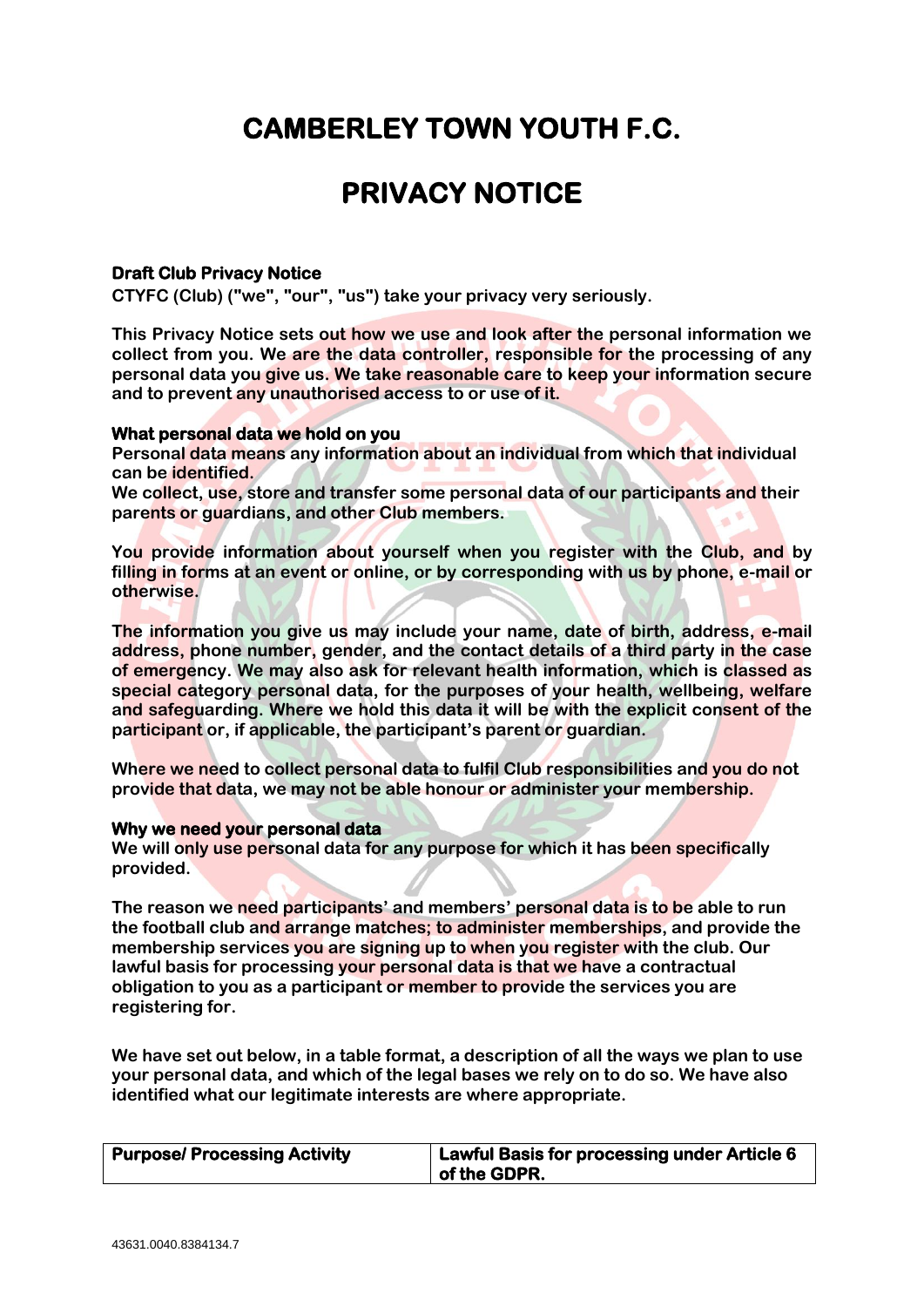# CAMBERLEY TOWN YOUTH F.C.

# PRIVACY NOTICE

**Draft Club Privacy Notice**

**CTYFC (Club) ("we", "our", "us") take your privacy very seriously.**

**This Privacy Notice sets out how we use and look after the personal information we collect from you. We are the data controller, responsible for the processing of any personal data you give us. We take reasonable care to keep your information secure and to prevent any unauthorised access to or use of it.**

**What personal data we hold on you**

**Personal data means any information about an individual from which that individual can be identified.**

**We collect, use, store and transfer some personal data of our participants and their parents or guardians, and other Club members.**

**You provide information about yourself when you register with the Club, and by filling in forms at an event or online, or by corresponding with us by phone, e-mail or otherwise.**

**The information you give us may include your name, date of birth, address, e-mail address, phone number, gender, and the contact details of a third party in the case of emergency. We may also ask for relevant health information, which is classed as special category personal data, for the purposes of your health, wellbeing, welfare and safeguarding. Where we hold this data it will be with the explicit consent of the participant or, if applicable, the participant's parent or guardian.**

**Where we need to collect personal data to fulfil Club responsibilities and you do not provide that data, we may not be able honour or administer your membership.**

**Why we need your personal data**

**We will only use personal data for any purpose for which it has been specifically provided.**

**The reason we need participants' and members' personal data is to be able to run the football club and arrange matches; to administer memberships, and provide the membership services you are signing up to when you register with the club. Our lawful basis for processing your personal data is that we have a contractual obligation to you as a participant or member to provide the services you are registering for.**

**We have set out below, in a table format, a description of all the ways we plan to use your personal data, and which of the legal bases we rely on to do so. We have also identified what our legitimate interests are where appropriate.**

| Purpose/ Processing Activity | Lawful Basis for processing under Article 6 of the GDPR. |
|---|---|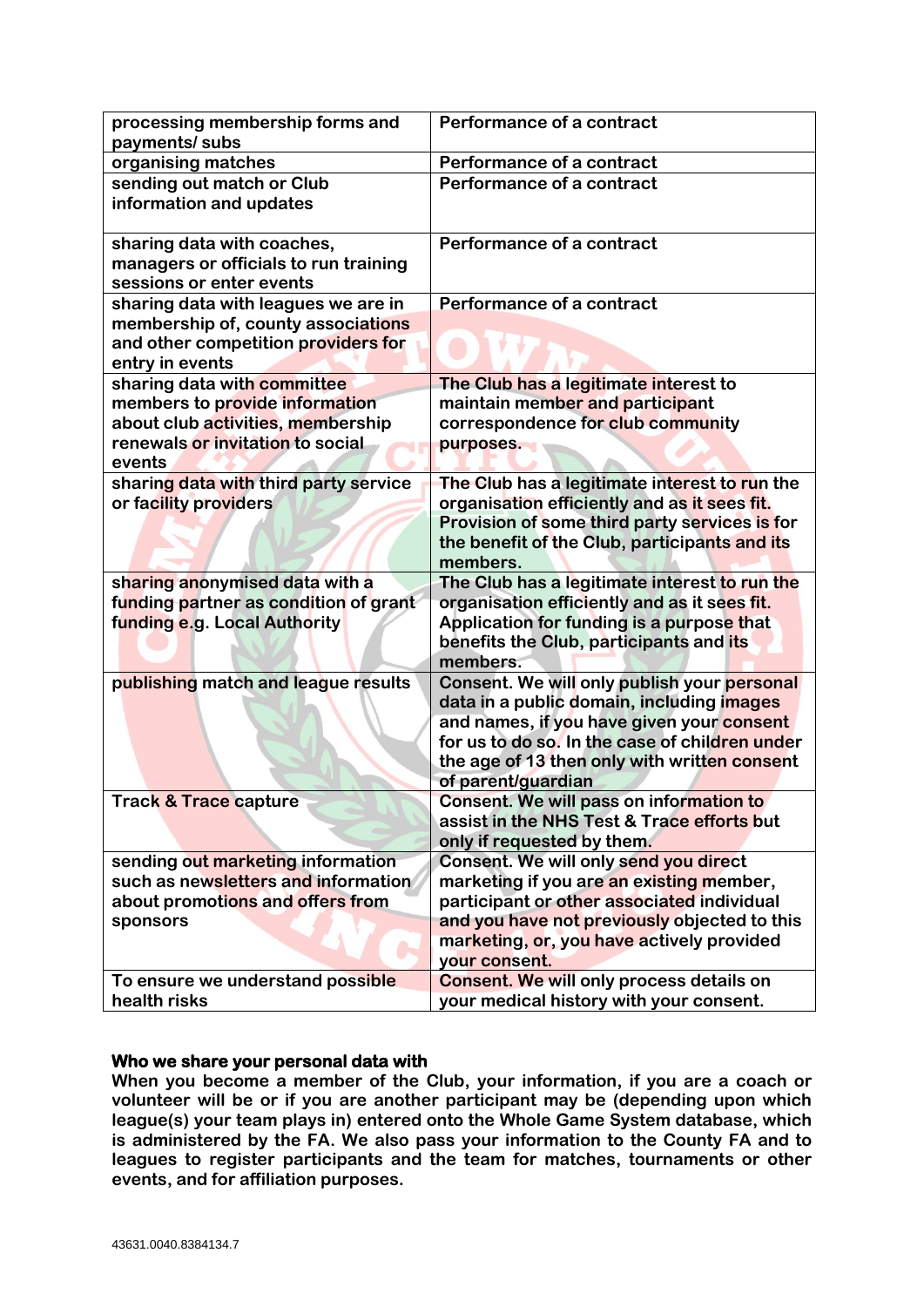| processing membership forms and payments/ subs | Performance of a contract |
|---|---|
| organising matches | Performance of a contract |
| sending out match or Club information and updates | Performance of a contract |
| sharing data with coaches, managers or officials to run training sessions or enter events | Performance of a contract |
| sharing data with leagues we are in membership of, county associations and other competition providers for entry in events | Performance of a contract |
| sharing data with committee members to provide information about club activities, membership renewals or invitation to social events | The Club has a legitimate interest to maintain member and participant correspondence for club community purposes. |
| sharing data with third party service or facility providers | The Club has a legitimate interest to run the organisation efficiently and as it sees fit. Provision of some third party services is for the benefit of the Club, participants and its members. |
| sharing anonymised data with a funding partner as condition of grant funding e.g. Local Authority | The Club has a legitimate interest to run the organisation efficiently and as it sees fit. Application for funding is a purpose that benefits the Club, participants and its members. |
| publishing match and league results | Consent. We will only publish your personal data in a public domain, including images and names, if you have given your consent for us to do so. In the case of children under the age of 13 then only with written consent of parent/guardian |
| Track & Trace capture | Consent. We will pass on information to assist in the NHS Test & Trace efforts but only if requested by them. |
| sending out marketing information such as newsletters and information about promotions and offers from sponsors | Consent. We will only send you direct marketing if you are an existing member, participant or other associated individual and you have not previously objected to this marketing, or, you have actively provided your consent. |
| To ensure we understand possible health risks | Consent. We will only process details on your medical history with your consent. |

**Who we share your personal data with**

**When you become a member of the Club, your information, if you are a coach or volunteer will be or if you are another participant may be (depending upon which league(s) your team plays in) entered onto the Whole Game System database, which is administered by the FA. We also pass your information to the County FA and to leagues to register participants and the team for matches, tournaments or other events, and for affiliation purposes.**

43631.0040.8384134.7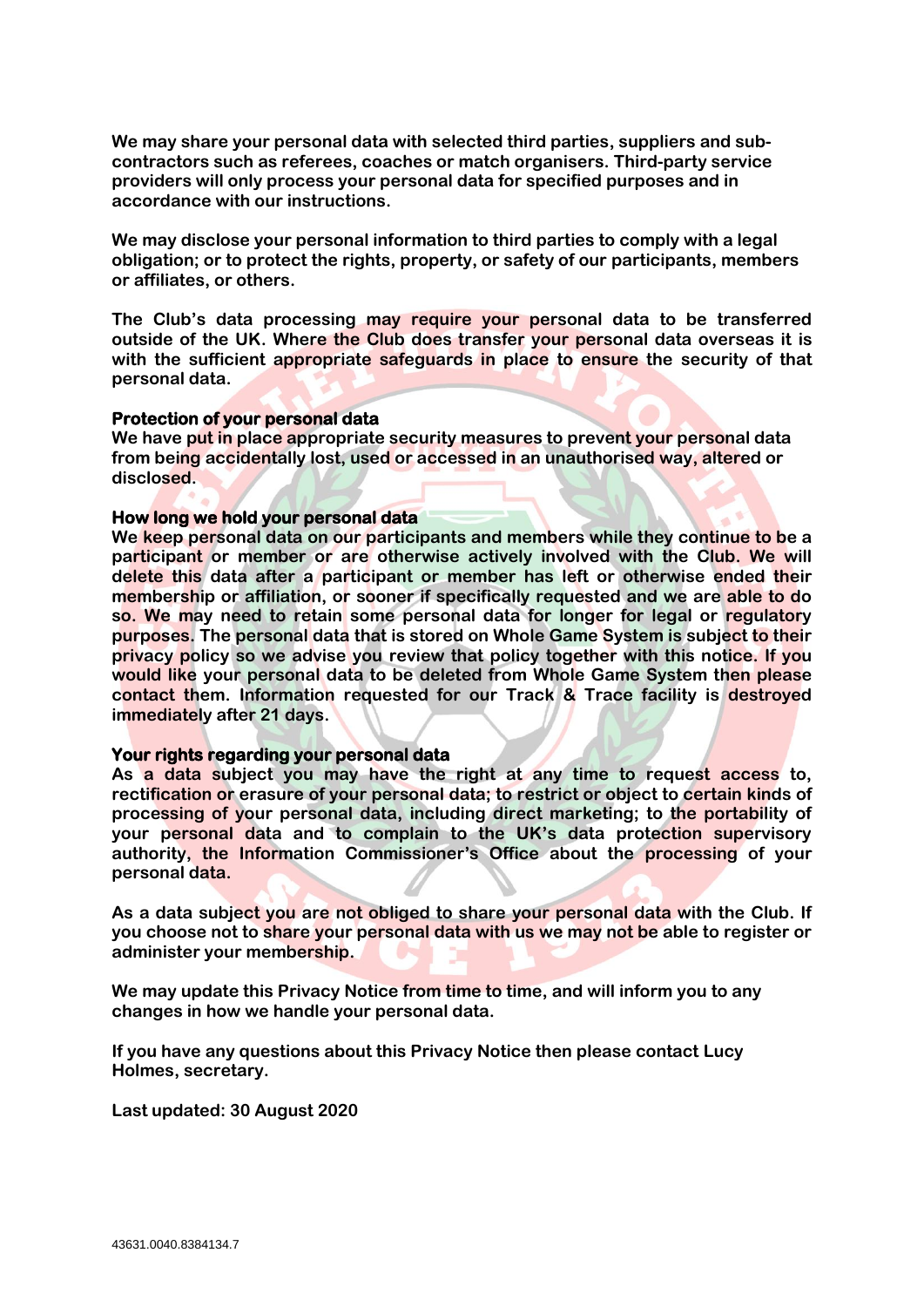**We may share your personal data with selected third parties, suppliers and sub-contractors such as referees, coaches or match organisers. Third-party service providers will only process your personal data for specified purposes and in accordance with our instructions.**

**We may disclose your personal information to third parties to comply with a legal obligation; or to protect the rights, property, or safety of our participants, members or affiliates, or others.**

**The Club's data processing may require your personal data to be transferred outside of the UK. Where the Club does transfer your personal data overseas it is with the sufficient appropriate safeguards in place to ensure the security of that personal data.**

**Protection of your personal data**

**We have put in place appropriate security measures to prevent your personal data from being accidentally lost, used or accessed in an unauthorised way, altered or disclosed.**

**How long we hold your personal data**

**We keep personal data on our participants and members while they continue to be a participant or member or are otherwise actively involved with the Club. We will delete this data after a participant or member has left or otherwise ended their membership or affiliation, or sooner if specifically requested and we are able to do so. We may need to retain some personal data for longer for legal or regulatory purposes. The personal data that is stored on Whole Game System is subject to their privacy policy so we advise you review that policy together with this notice. If you would like your personal data to be deleted from Whole Game System then please contact them. Information requested for our Track & Trace facility is destroyed immediately after 21 days.**

**Your rights regarding your personal data**

**As a data subject you may have the right at any time to request access to, rectification or erasure of your personal data; to restrict or object to certain kinds of processing of your personal data, including direct marketing; to the portability of your personal data and to complain to the UK's data protection supervisory authority, the Information Commissioner's Office about the processing of your personal data.**

**As a data subject you are not obliged to share your personal data with the Club. If you choose not to share your personal data with us we may not be able to register or administer your membership.**

**We may update this Privacy Notice from time to time, and will inform you to any changes in how we handle your personal data.**

**If you have any questions about this Privacy Notice then please contact Lucy Holmes, secretary.**

**Last updated: 30 August 2020**

43631.0040.8384134.7